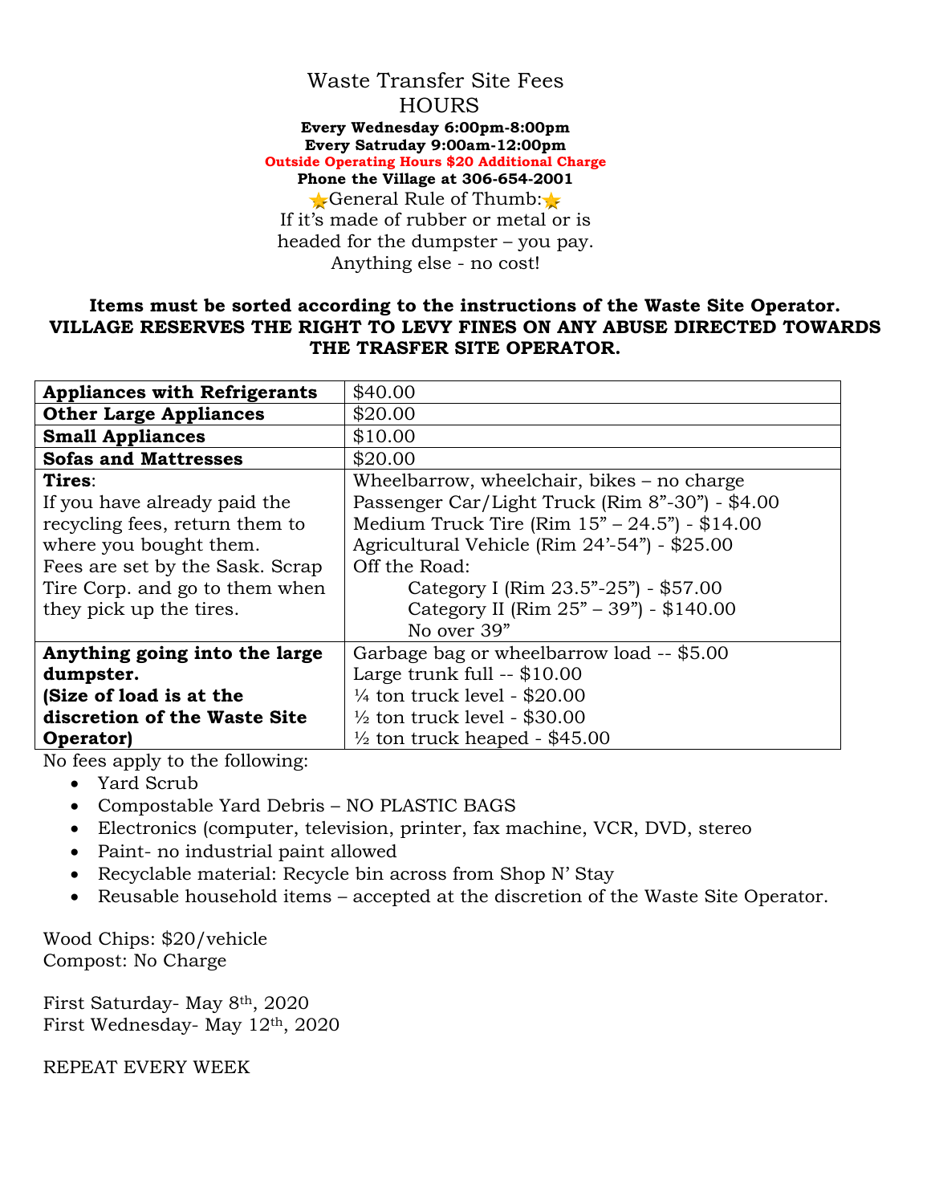# Waste Transfer Site Fees

## HOURS

**Every Wednesday 6:00pm-8:00pm**
**Every Satruday 9:00am-12:00pm**
**Outside Operating Hours $20 Additional Charge**
**Phone the Village at 306-654-2001**

⭐General Rule of Thumb:⭐
If it's made of rubber or metal or is headed for the dumpster – you pay.
Anything else - no cost!

**Items must be sorted according to the instructions of the Waste Site Operator. VILLAGE RESERVES THE RIGHT TO LEVY FINES ON ANY ABUSE DIRECTED TOWARDS THE TRASFER SITE OPERATOR.**

| | |
|---|---|
| **Appliances with Refrigerants** | $40.00 |
| **Other Large Appliances** | $20.00 |
| **Small Appliances** | $10.00 |
| **Sofas and Mattresses** | $20.00 |
| **Tires**: If you have already paid the recycling fees, return them to where you bought them. Fees are set by the Sask. Scrap Tire Corp. and go to them when they pick up the tires. | Wheelbarrow, wheelchair, bikes – no charge<br>Passenger Car/Light Truck (Rim 8"-30") - $4.00<br>Medium Truck Tire (Rim 15" – 24.5") - $14.00<br>Agricultural Vehicle (Rim 24'-54") - $25.00<br>Off the Road:<br>Category I (Rim 23.5"-25") - $57.00<br>Category II (Rim 25" – 39") - $140.00<br>No over 39" |
| **Anything going into the large dumpster. (Size of load is at the discretion of the Waste Site Operator)** | Garbage bag or wheelbarrow load -- $5.00<br>Large trunk full -- $10.00<br>¼ ton truck level - $20.00<br>½ ton truck level - $30.00<br>½ ton truck heaped - $45.00 |

No fees apply to the following:

- Yard Scrub
- Compostable Yard Debris – NO PLASTIC BAGS
- Electronics (computer, television, printer, fax machine, VCR, DVD, stereo
- Paint- no industrial paint allowed
- Recyclable material: Recycle bin across from Shop N' Stay
- Reusable household items – accepted at the discretion of the Waste Site Operator.

Wood Chips: $20/vehicle
Compost: No Charge

First Saturday- May 8th, 2020
First Wednesday- May 12th, 2020

REPEAT EVERY WEEK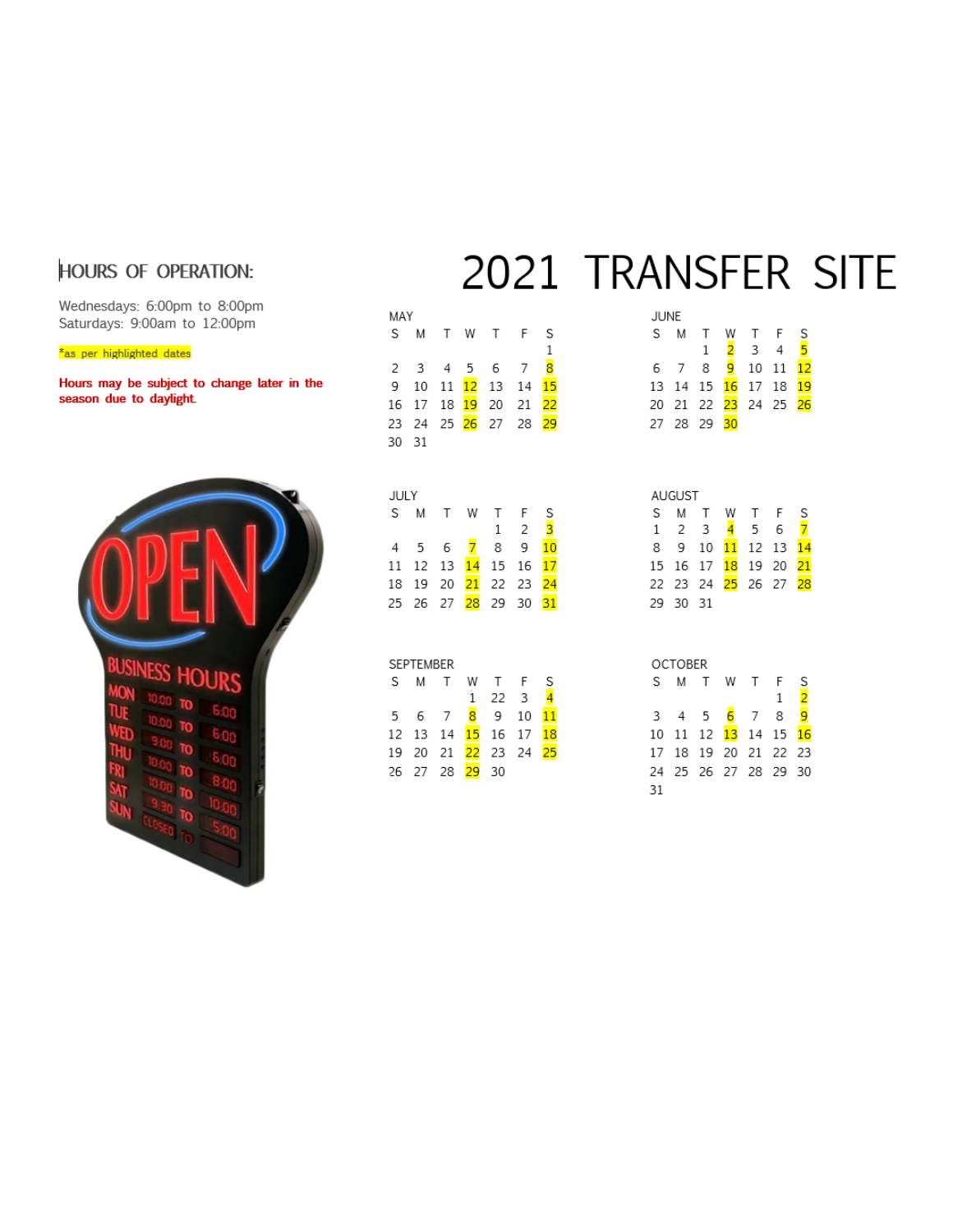# 2021 TRANSFER SITE

## HOURS OF OPERATION:

Wednesdays: 6:00pm to 8:00pm
Saturdays: 9:00am to 12:00pm

*as per highlighted dates

**Hours may be subject to change later in the season due to daylight.**

### MAY

| S | M | T | W | T | F | S |
|---|---|---|---|---|---|---|
| | | | | | | 1 |
| 2 | 3 | 4 | 5 | 6 | 7 | 8 |
| 9 | 10 | 11 | 12 | 13 | 14 | 15 |
| 16 | 17 | 18 | 19 | 20 | 21 | 22 |
| 23 | 24 | 25 | 26 | 27 | 28 | 29 |
| 30 | 31 | | | | | |

### JUNE

| S | M | T | W | T | F | S |
|---|---|---|---|---|---|---|
| | | 1 | 2 | 3 | 4 | 5 |
| 6 | 7 | 8 | 9 | 10 | 11 | 12 |
| 13 | 14 | 15 | 16 | 17 | 18 | 19 |
| 20 | 21 | 22 | 23 | 24 | 25 | 26 |
| 27 | 28 | 29 | 30 | | | |

### JULY

| S | M | T | W | T | F | S |
|---|---|---|---|---|---|---|
| | | | | 1 | 2 | 3 |
| 4 | 5 | 6 | 7 | 8 | 9 | 10 |
| 11 | 12 | 13 | 14 | 15 | 16 | 17 |
| 18 | 19 | 20 | 21 | 22 | 23 | 24 |
| 25 | 26 | 27 | 28 | 29 | 30 | 31 |

### AUGUST

| S | M | T | W | T | F | S |
|---|---|---|---|---|---|---|
| 1 | 2 | 3 | 4 | 5 | 6 | 7 |
| 8 | 9 | 10 | 11 | 12 | 13 | 14 |
| 15 | 16 | 17 | 18 | 19 | 20 | 21 |
| 22 | 23 | 24 | 25 | 26 | 27 | 28 |
| 29 | 30 | 31 | | | | |

### SEPTEMBER

| S | M | T | W | T | F | S |
|---|---|---|---|---|---|---|
| | | | 1 | 22 | 3 | 4 |
| 5 | 6 | 7 | 8 | 9 | 10 | 11 |
| 12 | 13 | 14 | 15 | 16 | 17 | 18 |
| 19 | 20 | 21 | 22 | 23 | 24 | 25 |
| 26 | 27 | 28 | 29 | 30 | | |

### OCTOBER

| S | M | T | W | T | F | S |
|---|---|---|---|---|---|---|
| | | | | | 1 | 2 |
| 3 | 4 | 5 | 6 | 7 | 8 | 9 |
| 10 | 11 | 12 | 13 | 14 | 15 | 16 |
| 17 | 18 | 19 | 20 | 21 | 22 | 23 |
| 24 | 25 | 26 | 27 | 28 | 29 | 30 |
| 31 | | | | | | |